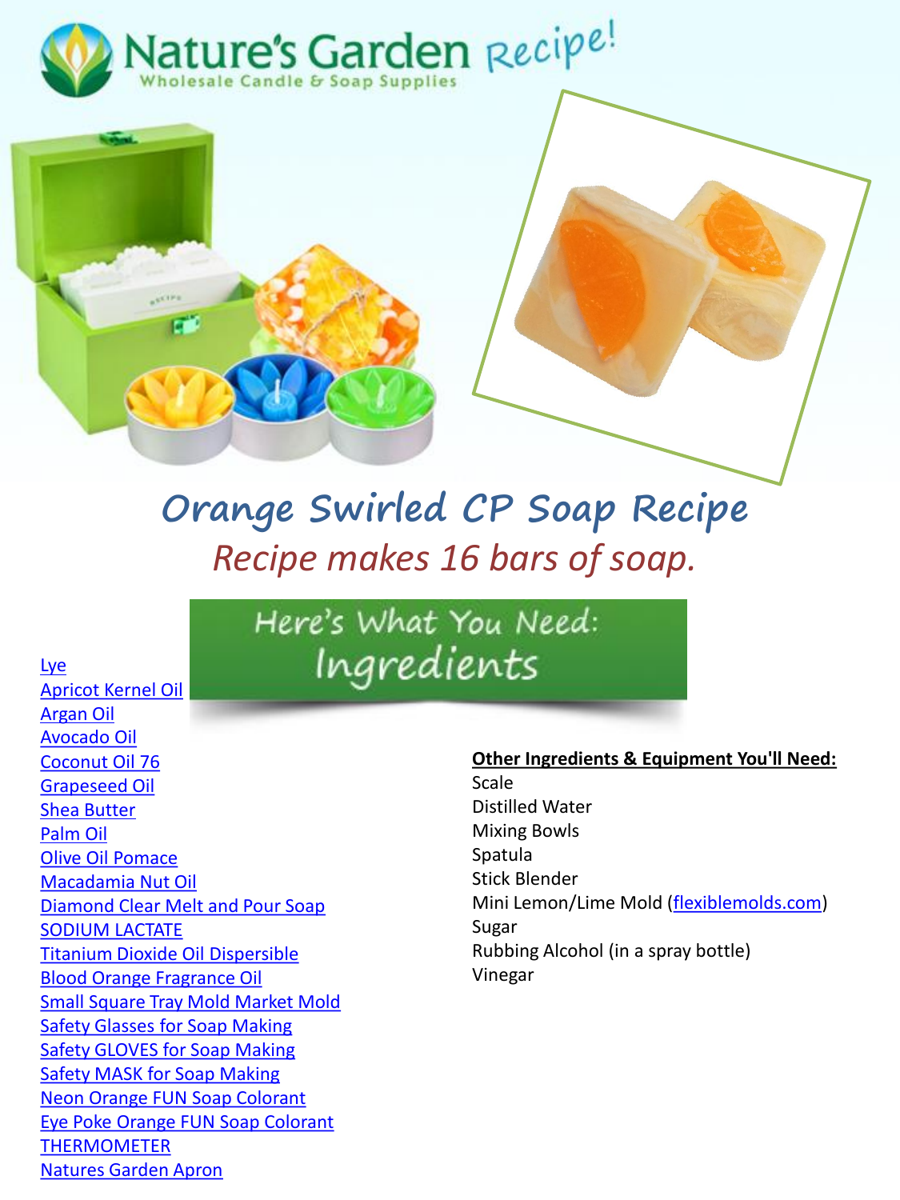Nature's Garden Recipe!

Wholesale Candle & Soap Supplies

# Orange Swirled CP Soap Recipe

*Recipe makes 16 bars of soap.*

## Here's What You Need: Ingredients

- Lye
- Apricot Kernel Oil
- Argan Oil
- Avocado Oil
- Coconut Oil 76
- Grapeseed Oil
- Shea Butter
- Palm Oil
- Olive Oil Pomace
- Macadamia Nut Oil
- Diamond Clear Melt and Pour Soap
- SODIUM LACTATE
- Titanium Dioxide Oil Dispersible
- Blood Orange Fragrance Oil
- Small Square Tray Mold Market Mold
- Safety Glasses for Soap Making
- Safety GLOVES for Soap Making
- Safety MASK for Soap Making
- Neon Orange FUN Soap Colorant
- Eye Poke Orange FUN Soap Colorant
- THERMOMETER
- Natures Garden Apron

**Other Ingredients & Equipment You'll Need:**

- Scale
- Distilled Water
- Mixing Bowls
- Spatula
- Stick Blender
- Mini Lemon/Lime Mold (flexiblemolds.com)
- Sugar
- Rubbing Alcohol (in a spray bottle)
- Vinegar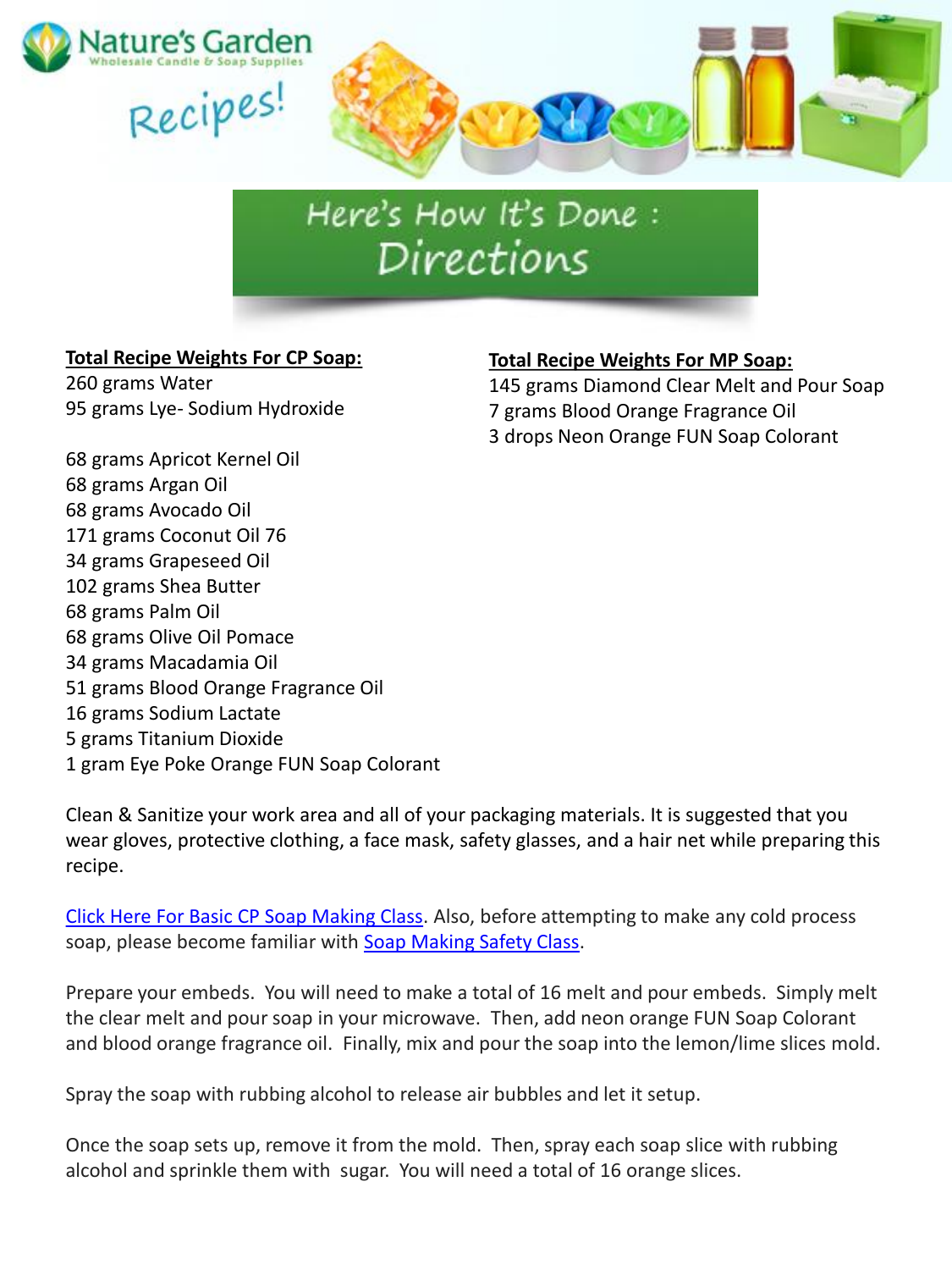Nature's Garden
Wholesale Candle & Soap Supplies

Recipes!

# Here's How It's Done : Directions

**Total Recipe Weights For CP Soap:**

260 grams Water
95 grams Lye- Sodium Hydroxide

68 grams Apricot Kernel Oil
68 grams Argan Oil
68 grams Avocado Oil
171 grams Coconut Oil 76
34 grams Grapeseed Oil
102 grams Shea Butter
68 grams Palm Oil
68 grams Olive Oil Pomace
34 grams Macadamia Oil
51 grams Blood Orange Fragrance Oil
16 grams Sodium Lactate
5 grams Titanium Dioxide
1 gram Eye Poke Orange FUN Soap Colorant

**Total Recipe Weights For MP Soap:**

145 grams Diamond Clear Melt and Pour Soap
7 grams Blood Orange Fragrance Oil
3 drops Neon Orange FUN Soap Colorant

Clean & Sanitize your work area and all of your packaging materials. It is suggested that you wear gloves, protective clothing, a face mask, safety glasses, and a hair net while preparing this recipe.

Click Here For Basic CP Soap Making Class. Also, before attempting to make any cold process soap, please become familiar with Soap Making Safety Class.

Prepare your embeds. You will need to make a total of 16 melt and pour embeds. Simply melt the clear melt and pour soap in your microwave. Then, add neon orange FUN Soap Colorant and blood orange fragrance oil. Finally, mix and pour the soap into the lemon/lime slices mold.

Spray the soap with rubbing alcohol to release air bubbles and let it setup.

Once the soap sets up, remove it from the mold. Then, spray each soap slice with rubbing alcohol and sprinkle them with sugar. You will need a total of 16 orange slices.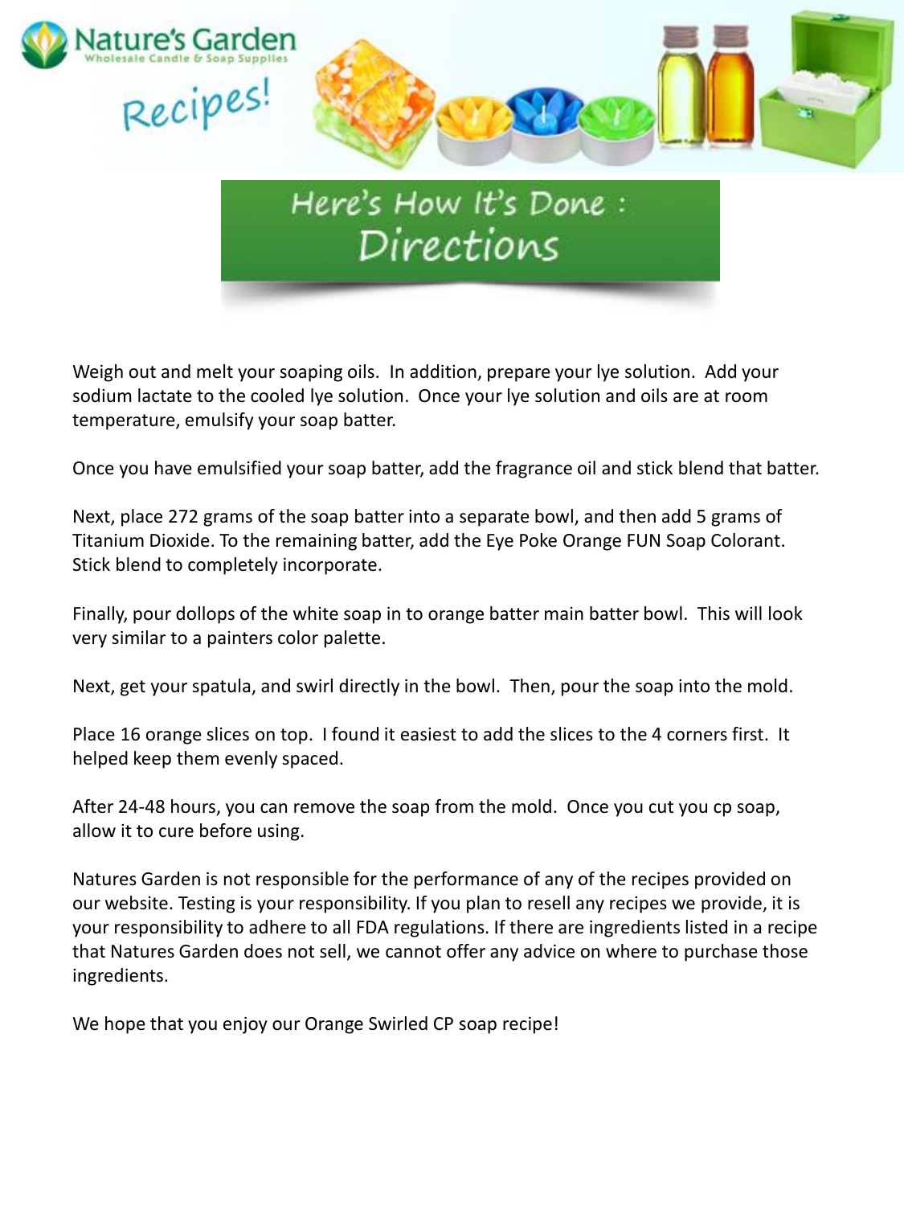Nature's Garden

Wholesale Candle & Soap Supplies

Recipes!

## Here's How It's Done : Directions

Weigh out and melt your soaping oils. In addition, prepare your lye solution. Add your sodium lactate to the cooled lye solution. Once your lye solution and oils are at room temperature, emulsify your soap batter.

Once you have emulsified your soap batter, add the fragrance oil and stick blend that batter.

Next, place 272 grams of the soap batter into a separate bowl, and then add 5 grams of Titanium Dioxide. To the remaining batter, add the Eye Poke Orange FUN Soap Colorant. Stick blend to completely incorporate.

Finally, pour dollops of the white soap in to orange batter main batter bowl. This will look very similar to a painters color palette.

Next, get your spatula, and swirl directly in the bowl. Then, pour the soap into the mold.

Place 16 orange slices on top. I found it easiest to add the slices to the 4 corners first. It helped keep them evenly spaced.

After 24-48 hours, you can remove the soap from the mold. Once you cut you cp soap, allow it to cure before using.

Natures Garden is not responsible for the performance of any of the recipes provided on our website. Testing is your responsibility. If you plan to resell any recipes we provide, it is your responsibility to adhere to all FDA regulations. If there are ingredients listed in a recipe that Natures Garden does not sell, we cannot offer any advice on where to purchase those ingredients.

We hope that you enjoy our Orange Swirled CP soap recipe!